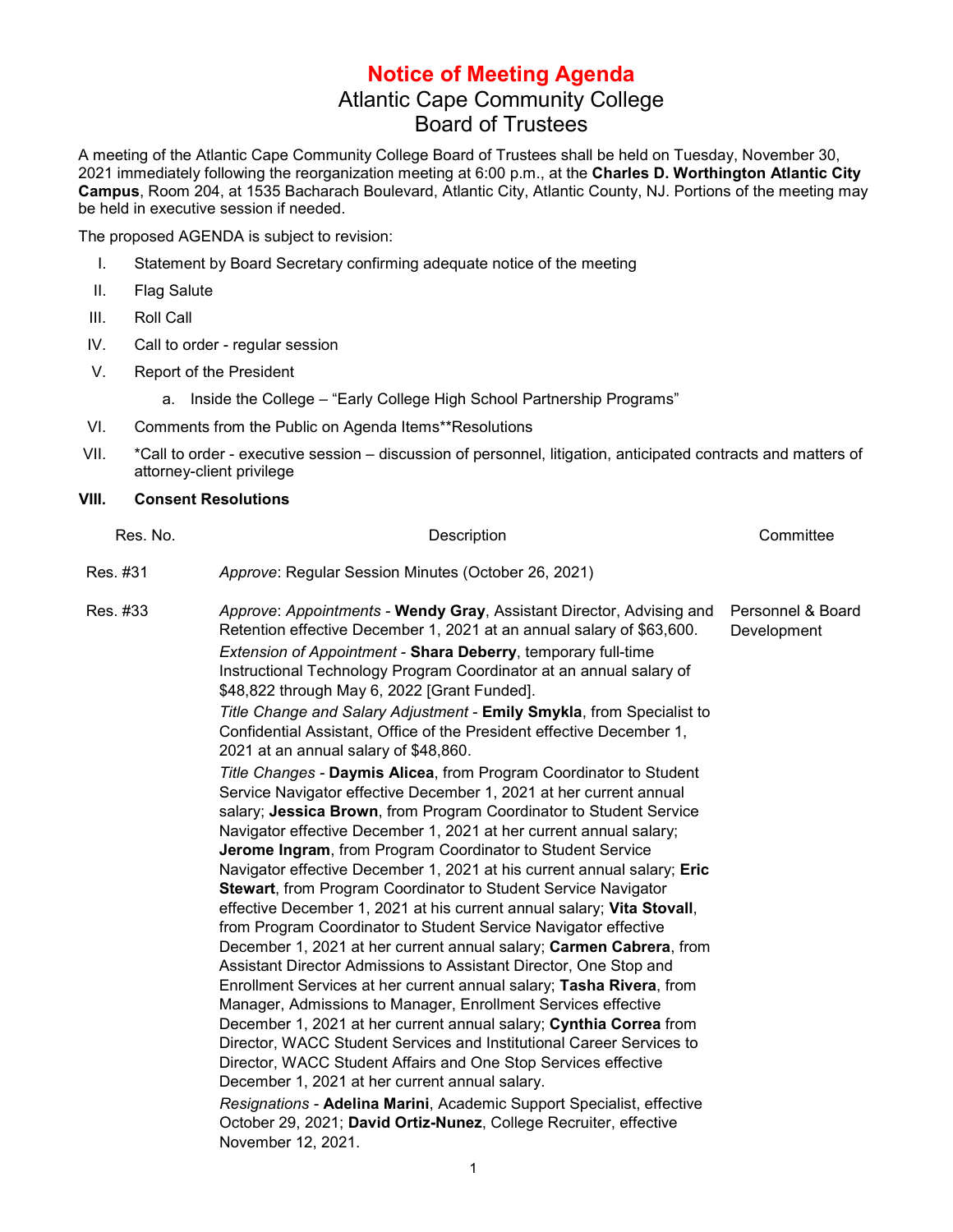# Notice of Meeting Agenda

## Atlantic Cape Community College
## Board of Trustees

A meeting of the Atlantic Cape Community College Board of Trustees shall be held on Tuesday, November 30, 2021 immediately following the reorganization meeting at 6:00 p.m., at the **Charles D. Worthington Atlantic City Campus**, Room 204, at 1535 Bacharach Boulevard, Atlantic City, Atlantic County, NJ. Portions of the meeting may be held in executive session if needed.

The proposed AGENDA is subject to revision:

I. Statement by Board Secretary confirming adequate notice of the meeting

II. Flag Salute

III. Roll Call

IV. Call to order - regular session

V. Report of the President

   a. Inside the College – "Early College High School Partnership Programs"

VI. Comments from the Public on Agenda Items**Resolutions

VII. *Call to order - executive session – discussion of personnel, litigation, anticipated contracts and matters of attorney-client privilege

**VIII. Consent Resolutions**

| Res. No. | Description | Committee |
|---|---|---|
| Res. #31 | *Approve*: Regular Session Minutes (October 26, 2021) | |
| Res. #33 | *Approve*: *Appointments* - **Wendy Gray**, Assistant Director, Advising and Retention effective December 1, 2021 at an annual salary of $63,600.<br>*Extension of Appointment* - **Shara Deberry**, temporary full-time Instructional Technology Program Coordinator at an annual salary of $48,822 through May 6, 2022 [Grant Funded].<br>*Title Change and Salary Adjustment* - **Emily Smykla**, from Specialist to Confidential Assistant, Office of the President effective December 1, 2021 at an annual salary of $48,860.<br>*Title Changes* - **Daymis Alicea**, from Program Coordinator to Student Service Navigator effective December 1, 2021 at her current annual salary; **Jessica Brown**, from Program Coordinator to Student Service Navigator effective December 1, 2021 at her current annual salary; **Jerome Ingram**, from Program Coordinator to Student Service Navigator effective December 1, 2021 at his current annual salary; **Eric Stewart**, from Program Coordinator to Student Service Navigator effective December 1, 2021 at his current annual salary; **Vita Stovall**, from Program Coordinator to Student Service Navigator effective December 1, 2021 at her current annual salary; **Carmen Cabrera**, from Assistant Director Admissions to Assistant Director, One Stop and Enrollment Services at her current annual salary; **Tasha Rivera**, from Manager, Admissions to Manager, Enrollment Services effective December 1, 2021 at her current annual salary; **Cynthia Correa** from Director, WACC Student Services and Institutional Career Services to Director, WACC Student Affairs and One Stop Services effective December 1, 2021 at her current annual salary.<br>*Resignations* - **Adelina Marini**, Academic Support Specialist, effective October 29, 2021; **David Ortiz-Nunez**, College Recruiter, effective November 12, 2021. | Personnel & Board Development |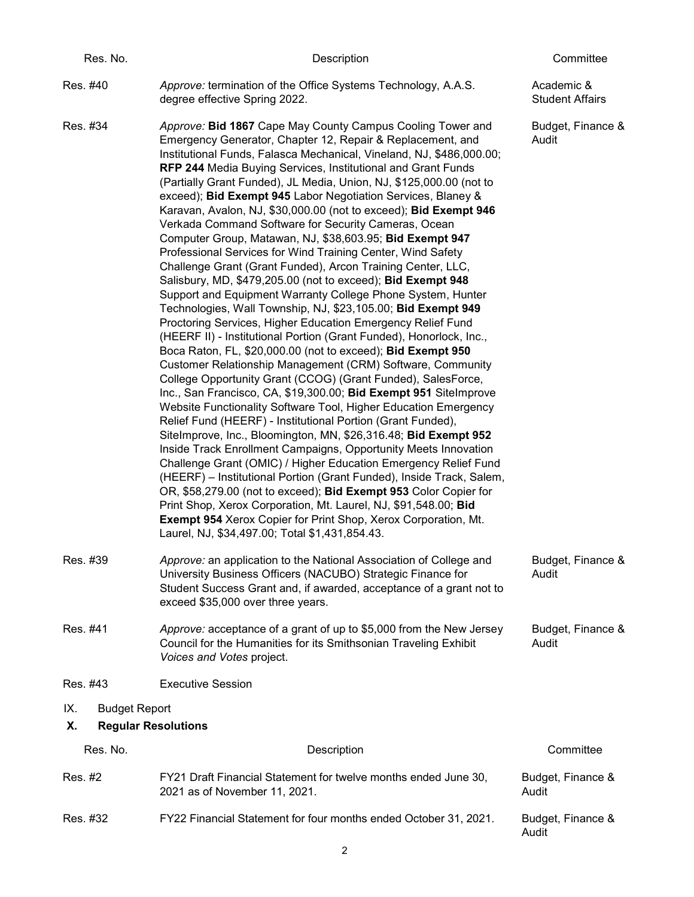| Res. No. | Description | Committee |
|---|---|---|
| Res. #40 | *Approve:* termination of the Office Systems Technology, A.A.S. degree effective Spring 2022. | Academic & Student Affairs |
| Res. #34 | *Approve:* **Bid 1867** Cape May County Campus Cooling Tower and Emergency Generator, Chapter 12, Repair & Replacement, and Institutional Funds, Falasca Mechanical, Vineland, NJ, $486,000.00; **RFP 244** Media Buying Services, Institutional and Grant Funds (Partially Grant Funded), JL Media, Union, NJ, $125,000.00 (not to exceed); **Bid Exempt 945** Labor Negotiation Services, Blaney & Karavan, Avalon, NJ, $30,000.00 (not to exceed); **Bid Exempt 946** Verkada Command Software for Security Cameras, Ocean Computer Group, Matawan, NJ, $38,603.95; **Bid Exempt 947** Professional Services for Wind Training Center, Wind Safety Challenge Grant (Grant Funded), Arcon Training Center, LLC, Salisbury, MD, $479,205.00 (not to exceed); **Bid Exempt 948** Support and Equipment Warranty College Phone System, Hunter Technologies, Wall Township, NJ, $23,105.00; **Bid Exempt 949** Proctoring Services, Higher Education Emergency Relief Fund (HEERF II) - Institutional Portion (Grant Funded), Honorlock, Inc., Boca Raton, FL, $20,000.00 (not to exceed); **Bid Exempt 950** Customer Relationship Management (CRM) Software, Community College Opportunity Grant (CCOG) (Grant Funded), SalesForce, Inc., San Francisco, CA, $19,300.00; **Bid Exempt 951** SiteImprove Website Functionality Software Tool, Higher Education Emergency Relief Fund (HEERF) - Institutional Portion (Grant Funded), SiteImprove, Inc., Bloomington, MN, $26,316.48; **Bid Exempt 952** Inside Track Enrollment Campaigns, Opportunity Meets Innovation Challenge Grant (OMIC) / Higher Education Emergency Relief Fund (HEERF) – Institutional Portion (Grant Funded), Inside Track, Salem, OR, $58,279.00 (not to exceed); **Bid Exempt 953** Color Copier for Print Shop, Xerox Corporation, Mt. Laurel, NJ, $91,548.00; **Bid Exempt 954** Xerox Copier for Print Shop, Xerox Corporation, Mt. Laurel, NJ, $34,497.00; Total $1,431,854.43. | Budget, Finance & Audit |
| Res. #39 | *Approve:* an application to the National Association of College and University Business Officers (NACUBO) Strategic Finance for Student Success Grant and, if awarded, acceptance of a grant not to exceed $35,000 over three years. | Budget, Finance & Audit |
| Res. #41 | *Approve:* acceptance of a grant of up to $5,000 from the New Jersey Council for the Humanities for its Smithsonian Traveling Exhibit *Voices and Votes* project. | Budget, Finance & Audit |
| Res. #43 | Executive Session | |

IX. Budget Report

## X. Regular Resolutions

| Res. No. | Description | Committee |
|---|---|---|
| Res. #2 | FY21 Draft Financial Statement for twelve months ended June 30, 2021 as of November 11, 2021. | Budget, Finance & Audit |
| Res. #32 | FY22 Financial Statement for four months ended October 31, 2021. | Budget, Finance & Audit |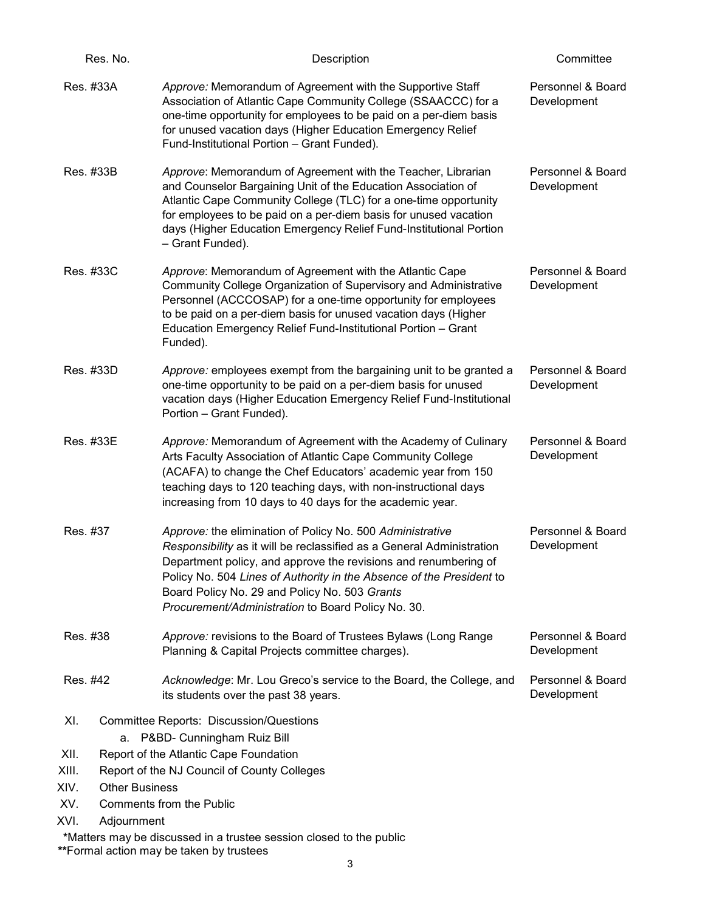| Res. No. | Description | Committee |
|---|---|---|
| Res. #33A | *Approve:* Memorandum of Agreement with the Supportive Staff Association of Atlantic Cape Community College (SSAACCC) for a one-time opportunity for employees to be paid on a per-diem basis for unused vacation days (Higher Education Emergency Relief Fund-Institutional Portion – Grant Funded). | Personnel & Board Development |
| Res. #33B | *Approve*: Memorandum of Agreement with the Teacher, Librarian and Counselor Bargaining Unit of the Education Association of Atlantic Cape Community College (TLC) for a one-time opportunity for employees to be paid on a per-diem basis for unused vacation days (Higher Education Emergency Relief Fund-Institutional Portion – Grant Funded). | Personnel & Board Development |
| Res. #33C | *Approve*: Memorandum of Agreement with the Atlantic Cape Community College Organization of Supervisory and Administrative Personnel (ACCCOSAP) for a one-time opportunity for employees to be paid on a per-diem basis for unused vacation days (Higher Education Emergency Relief Fund-Institutional Portion – Grant Funded). | Personnel & Board Development |
| Res. #33D | *Approve:* employees exempt from the bargaining unit to be granted a one-time opportunity to be paid on a per-diem basis for unused vacation days (Higher Education Emergency Relief Fund-Institutional Portion – Grant Funded). | Personnel & Board Development |
| Res. #33E | *Approve:* Memorandum of Agreement with the Academy of Culinary Arts Faculty Association of Atlantic Cape Community College (ACAFA) to change the Chef Educators' academic year from 150 teaching days to 120 teaching days, with non-instructional days increasing from 10 days to 40 days for the academic year. | Personnel & Board Development |
| Res. #37 | *Approve:* the elimination of Policy No. 500 *Administrative Responsibility* as it will be reclassified as a General Administration Department policy, and approve the revisions and renumbering of Policy No. 504 *Lines of Authority in the Absence of the President* to Board Policy No. 29 and Policy No. 503 *Grants Procurement/Administration* to Board Policy No. 30. | Personnel & Board Development |
| Res. #38 | *Approve:* revisions to the Board of Trustees Bylaws (Long Range Planning & Capital Projects committee charges). | Personnel & Board Development |
| Res. #42 | *Acknowledge*: Mr. Lou Greco's service to the Board, the College, and its students over the past 38 years. | Personnel & Board Development |

XI. Committee Reports: Discussion/Questions
   a. P&BD- Cunningham Ruiz Bill

XII. Report of the Atlantic Cape Foundation

XIII. Report of the NJ Council of County Colleges

XIV. Other Business

XV. Comments from the Public

XVI. Adjournment

*Matters may be discussed in a trustee session closed to the public

**Formal action may be taken by trustees